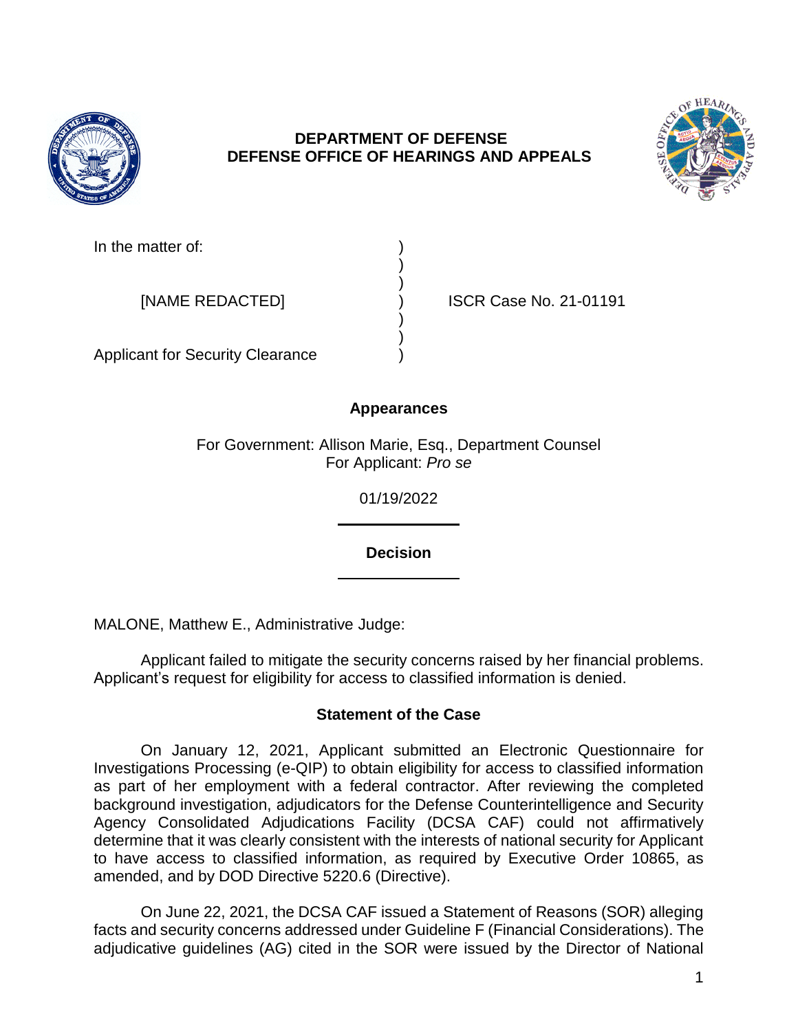**DEPARTMENT OF DEFENSE**
**DEFENSE OFFICE OF HEARINGS AND APPEALS**

| | | |
|---|---|---|
| In the matter of: | ) | |
| | ) | |
| | ) | |
| [NAME REDACTED] | ) | ISCR Case No. 21-01191 |
| | ) | |
| | ) | |
| Applicant for Security Clearance | ) | |

**Appearances**

For Government: Allison Marie, Esq., Department Counsel
For Applicant: *Pro se*

01/19/2022

---

**Decision**

---

MALONE, Matthew E., Administrative Judge:

Applicant failed to mitigate the security concerns raised by her financial problems. Applicant's request for eligibility for access to classified information is denied.

## Statement of the Case

On January 12, 2021, Applicant submitted an Electronic Questionnaire for Investigations Processing (e-QIP) to obtain eligibility for access to classified information as part of her employment with a federal contractor. After reviewing the completed background investigation, adjudicators for the Defense Counterintelligence and Security Agency Consolidated Adjudications Facility (DCSA CAF) could not affirmatively determine that it was clearly consistent with the interests of national security for Applicant to have access to classified information, as required by Executive Order 10865, as amended, and by DOD Directive 5220.6 (Directive).

On June 22, 2021, the DCSA CAF issued a Statement of Reasons (SOR) alleging facts and security concerns addressed under Guideline F (Financial Considerations). The adjudicative guidelines (AG) cited in the SOR were issued by the Director of National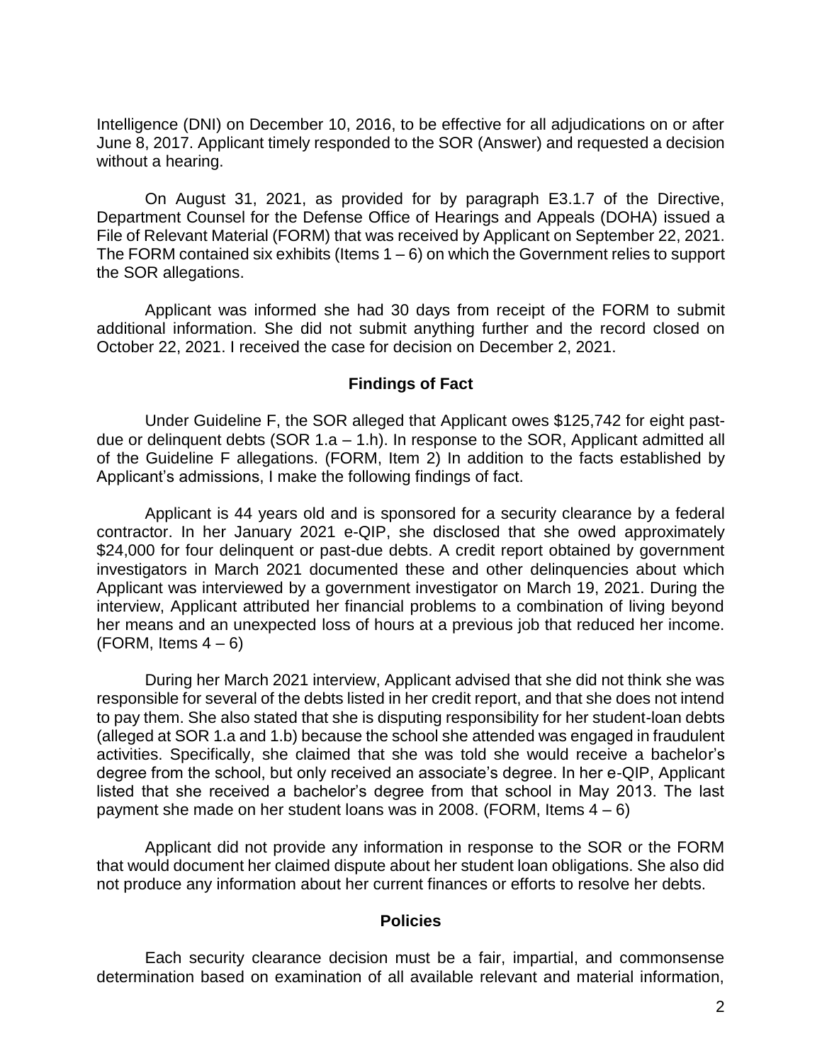Intelligence (DNI) on December 10, 2016, to be effective for all adjudications on or after June 8, 2017. Applicant timely responded to the SOR (Answer) and requested a decision without a hearing.

On August 31, 2021, as provided for by paragraph E3.1.7 of the Directive, Department Counsel for the Defense Office of Hearings and Appeals (DOHA) issued a File of Relevant Material (FORM) that was received by Applicant on September 22, 2021. The FORM contained six exhibits (Items 1 – 6) on which the Government relies to support the SOR allegations.

Applicant was informed she had 30 days from receipt of the FORM to submit additional information. She did not submit anything further and the record closed on October 22, 2021. I received the case for decision on December 2, 2021.

## Findings of Fact

Under Guideline F, the SOR alleged that Applicant owes $125,742 for eight past-due or delinquent debts (SOR 1.a – 1.h). In response to the SOR, Applicant admitted all of the Guideline F allegations. (FORM, Item 2) In addition to the facts established by Applicant's admissions, I make the following findings of fact.

Applicant is 44 years old and is sponsored for a security clearance by a federal contractor. In her January 2021 e-QIP, she disclosed that she owed approximately $24,000 for four delinquent or past-due debts. A credit report obtained by government investigators in March 2021 documented these and other delinquencies about which Applicant was interviewed by a government investigator on March 19, 2021. During the interview, Applicant attributed her financial problems to a combination of living beyond her means and an unexpected loss of hours at a previous job that reduced her income. (FORM, Items 4 – 6)

During her March 2021 interview, Applicant advised that she did not think she was responsible for several of the debts listed in her credit report, and that she does not intend to pay them. She also stated that she is disputing responsibility for her student-loan debts (alleged at SOR 1.a and 1.b) because the school she attended was engaged in fraudulent activities. Specifically, she claimed that she was told she would receive a bachelor's degree from the school, but only received an associate's degree. In her e-QIP, Applicant listed that she received a bachelor's degree from that school in May 2013. The last payment she made on her student loans was in 2008. (FORM, Items 4 – 6)

Applicant did not provide any information in response to the SOR or the FORM that would document her claimed dispute about her student loan obligations. She also did not produce any information about her current finances or efforts to resolve her debts.

## Policies

Each security clearance decision must be a fair, impartial, and commonsense determination based on examination of all available relevant and material information,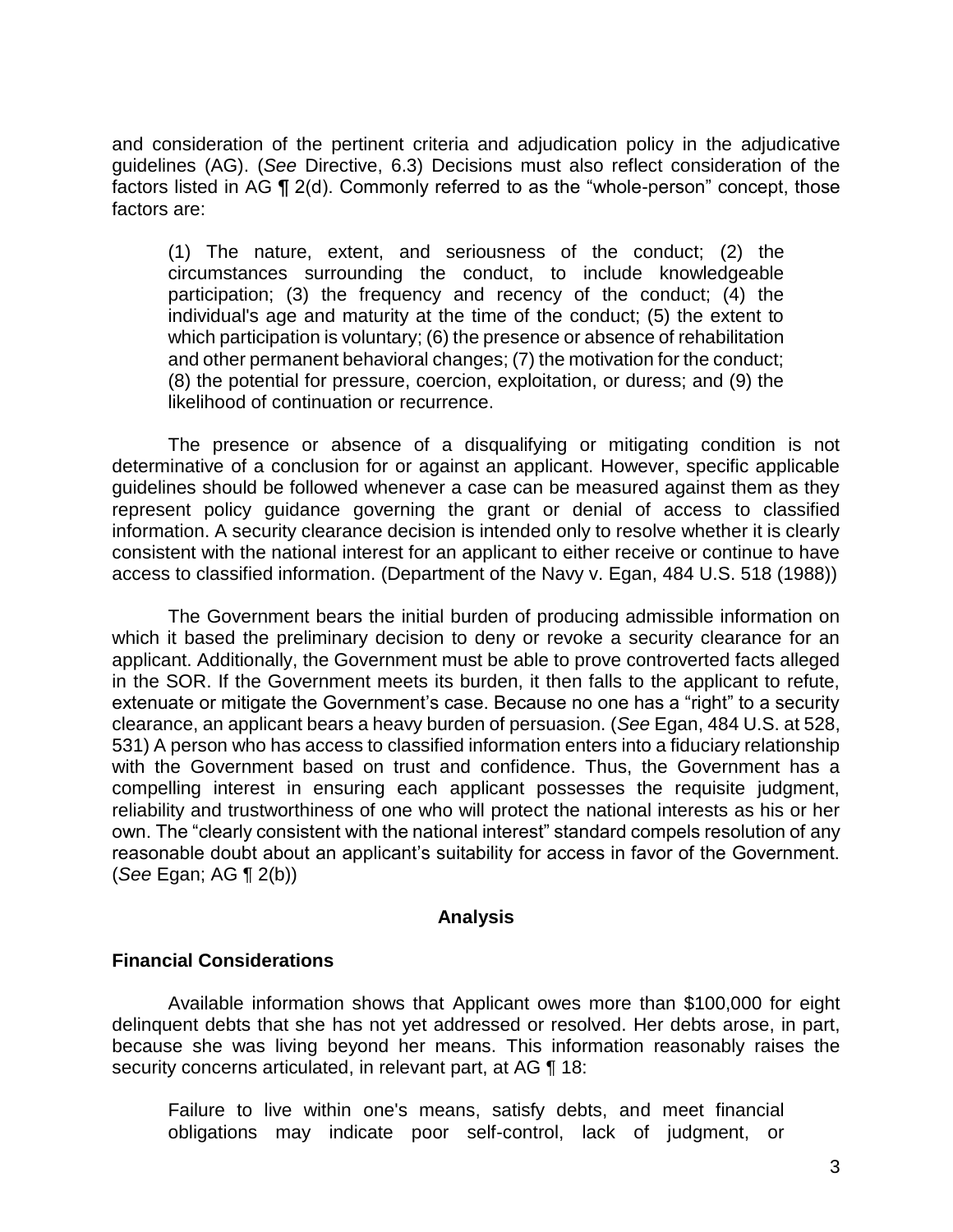and consideration of the pertinent criteria and adjudication policy in the adjudicative guidelines (AG). (*See* Directive, 6.3) Decisions must also reflect consideration of the factors listed in AG ¶ 2(d). Commonly referred to as the "whole-person" concept, those factors are:

> (1) The nature, extent, and seriousness of the conduct; (2) the circumstances surrounding the conduct, to include knowledgeable participation; (3) the frequency and recency of the conduct; (4) the individual's age and maturity at the time of the conduct; (5) the extent to which participation is voluntary; (6) the presence or absence of rehabilitation and other permanent behavioral changes; (7) the motivation for the conduct; (8) the potential for pressure, coercion, exploitation, or duress; and (9) the likelihood of continuation or recurrence.

The presence or absence of a disqualifying or mitigating condition is not determinative of a conclusion for or against an applicant. However, specific applicable guidelines should be followed whenever a case can be measured against them as they represent policy guidance governing the grant or denial of access to classified information. A security clearance decision is intended only to resolve whether it is clearly consistent with the national interest for an applicant to either receive or continue to have access to classified information. (Department of the Navy v. Egan, 484 U.S. 518 (1988))

The Government bears the initial burden of producing admissible information on which it based the preliminary decision to deny or revoke a security clearance for an applicant. Additionally, the Government must be able to prove controverted facts alleged in the SOR. If the Government meets its burden, it then falls to the applicant to refute, extenuate or mitigate the Government's case. Because no one has a "right" to a security clearance, an applicant bears a heavy burden of persuasion. (*See* Egan, 484 U.S. at 528, 531) A person who has access to classified information enters into a fiduciary relationship with the Government based on trust and confidence. Thus, the Government has a compelling interest in ensuring each applicant possesses the requisite judgment, reliability and trustworthiness of one who will protect the national interests as his or her own. The "clearly consistent with the national interest" standard compels resolution of any reasonable doubt about an applicant's suitability for access in favor of the Government. (*See* Egan; AG ¶ 2(b))

## Analysis

### Financial Considerations

Available information shows that Applicant owes more than $100,000 for eight delinquent debts that she has not yet addressed or resolved. Her debts arose, in part, because she was living beyond her means. This information reasonably raises the security concerns articulated, in relevant part, at AG ¶ 18:

> Failure to live within one's means, satisfy debts, and meet financial obligations may indicate poor self-control, lack of judgment, or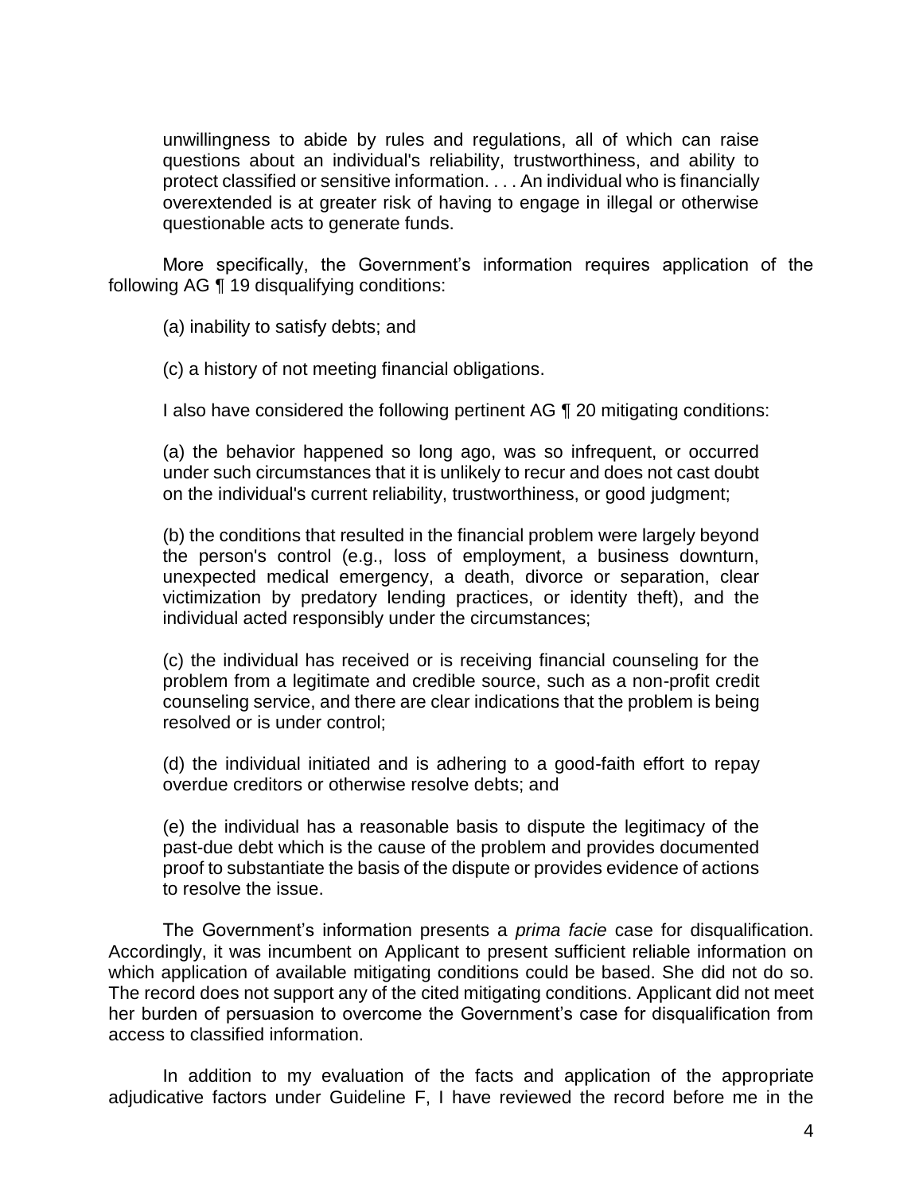unwillingness to abide by rules and regulations, all of which can raise questions about an individual's reliability, trustworthiness, and ability to protect classified or sensitive information. . . . An individual who is financially overextended is at greater risk of having to engage in illegal or otherwise questionable acts to generate funds.

More specifically, the Government's information requires application of the following AG ¶ 19 disqualifying conditions:

(a) inability to satisfy debts; and

(c) a history of not meeting financial obligations.

I also have considered the following pertinent AG ¶ 20 mitigating conditions:

(a) the behavior happened so long ago, was so infrequent, or occurred under such circumstances that it is unlikely to recur and does not cast doubt on the individual's current reliability, trustworthiness, or good judgment;

(b) the conditions that resulted in the financial problem were largely beyond the person's control (e.g., loss of employment, a business downturn, unexpected medical emergency, a death, divorce or separation, clear victimization by predatory lending practices, or identity theft), and the individual acted responsibly under the circumstances;

(c) the individual has received or is receiving financial counseling for the problem from a legitimate and credible source, such as a non-profit credit counseling service, and there are clear indications that the problem is being resolved or is under control;

(d) the individual initiated and is adhering to a good-faith effort to repay overdue creditors or otherwise resolve debts; and

(e) the individual has a reasonable basis to dispute the legitimacy of the past-due debt which is the cause of the problem and provides documented proof to substantiate the basis of the dispute or provides evidence of actions to resolve the issue.

The Government's information presents a *prima facie* case for disqualification. Accordingly, it was incumbent on Applicant to present sufficient reliable information on which application of available mitigating conditions could be based. She did not do so. The record does not support any of the cited mitigating conditions. Applicant did not meet her burden of persuasion to overcome the Government's case for disqualification from access to classified information.

In addition to my evaluation of the facts and application of the appropriate adjudicative factors under Guideline F, I have reviewed the record before me in the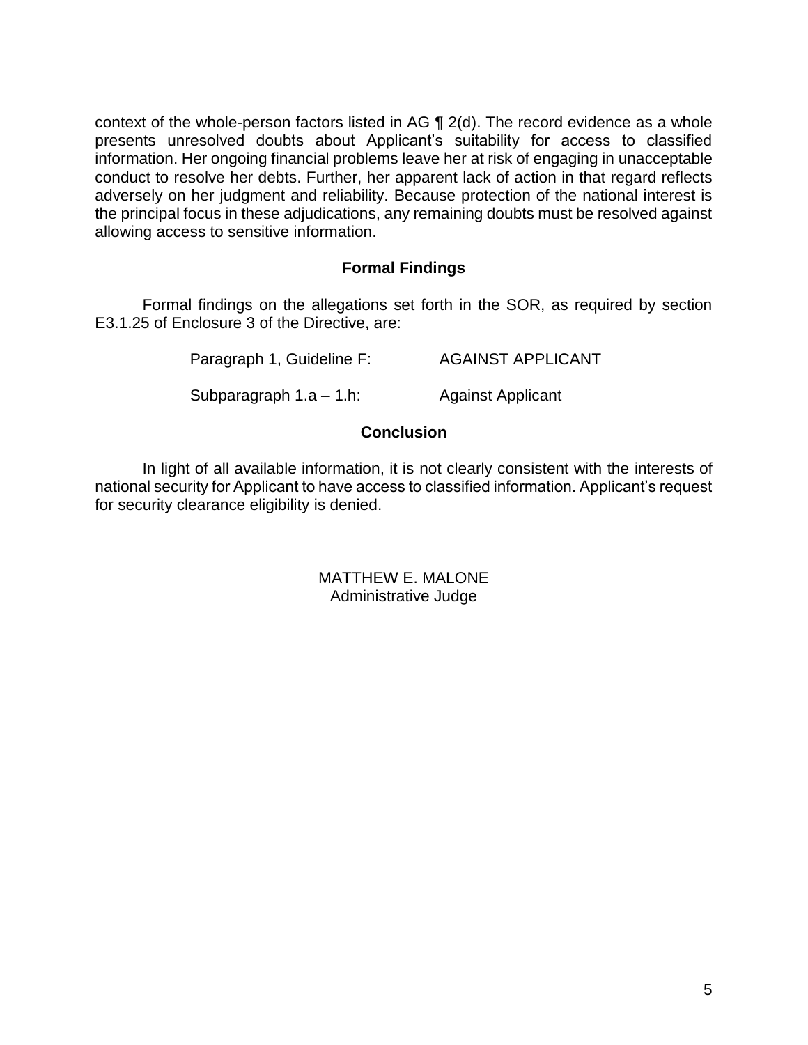context of the whole-person factors listed in AG ¶ 2(d). The record evidence as a whole presents unresolved doubts about Applicant's suitability for access to classified information. Her ongoing financial problems leave her at risk of engaging in unacceptable conduct to resolve her debts. Further, her apparent lack of action in that regard reflects adversely on her judgment and reliability. Because protection of the national interest is the principal focus in these adjudications, any remaining doubts must be resolved against allowing access to sensitive information.

## Formal Findings

Formal findings on the allegations set forth in the SOR, as required by section E3.1.25 of Enclosure 3 of the Directive, are:

| | |
|---|---|
| Paragraph 1, Guideline F: | AGAINST APPLICANT |
| Subparagraph 1.a – 1.h: | Against Applicant |

## Conclusion

In light of all available information, it is not clearly consistent with the interests of national security for Applicant to have access to classified information. Applicant's request for security clearance eligibility is denied.

MATTHEW E. MALONE
Administrative Judge